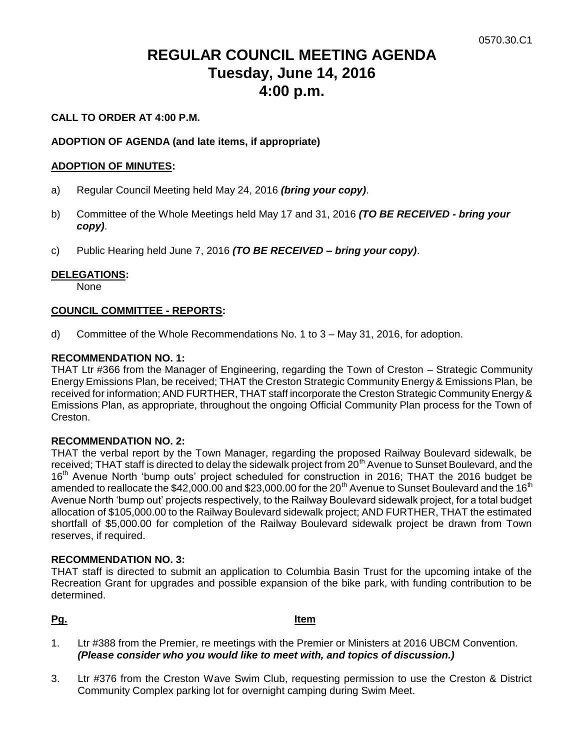0570.30.C1

# REGULAR COUNCIL MEETING AGENDA
# Tuesday, June 14, 2016
# 4:00 p.m.

**CALL TO ORDER AT 4:00 P.M.**

**ADOPTION OF AGENDA (and late items, if appropriate)**

**ADOPTION OF MINUTES:**

a) Regular Council Meeting held May 24, 2016 ***(bring your copy)***.

b) Committee of the Whole Meetings held May 17 and 31, 2016 ***(TO BE RECEIVED - bring your copy)***.

c) Public Hearing held June 7, 2016 ***(TO BE RECEIVED – bring your copy)***.

**DELEGATIONS:**

None

**COUNCIL COMMITTEE - REPORTS:**

d) Committee of the Whole Recommendations No. 1 to 3 – May 31, 2016, for adoption.

**RECOMMENDATION NO. 1:**

THAT Ltr #366 from the Manager of Engineering, regarding the Town of Creston – Strategic Community Energy Emissions Plan, be received; THAT the Creston Strategic Community Energy & Emissions Plan, be received for information; AND FURTHER, THAT staff incorporate the Creston Strategic Community Energy & Emissions Plan, as appropriate, throughout the ongoing Official Community Plan process for the Town of Creston.

**RECOMMENDATION NO. 2:**

THAT the verbal report by the Town Manager, regarding the proposed Railway Boulevard sidewalk, be received; THAT staff is directed to delay the sidewalk project from 20th Avenue to Sunset Boulevard, and the 16th Avenue North 'bump outs' project scheduled for construction in 2016; THAT the 2016 budget be amended to reallocate the $42,000.00 and $23,000.00 for the 20th Avenue to Sunset Boulevard and the 16th Avenue North 'bump out' projects respectively, to the Railway Boulevard sidewalk project, for a total budget allocation of $105,000.00 to the Railway Boulevard sidewalk project; AND FURTHER, THAT the estimated shortfall of $5,000.00 for completion of the Railway Boulevard sidewalk project be drawn from Town reserves, if required.

**RECOMMENDATION NO. 3:**

THAT staff is directed to submit an application to Columbia Basin Trust for the upcoming intake of the Recreation Grant for upgrades and possible expansion of the bike park, with funding contribution to be determined.

| **Pg.** | **Item** |
|---|---|
| 1. | Ltr #388 from the Premier, re meetings with the Premier or Ministers at 2016 UBCM Convention. ***(Please consider who you would like to meet with, and topics of discussion.)*** |
| 3. | Ltr #376 from the Creston Wave Swim Club, requesting permission to use the Creston & District Community Complex parking lot for overnight camping during Swim Meet. |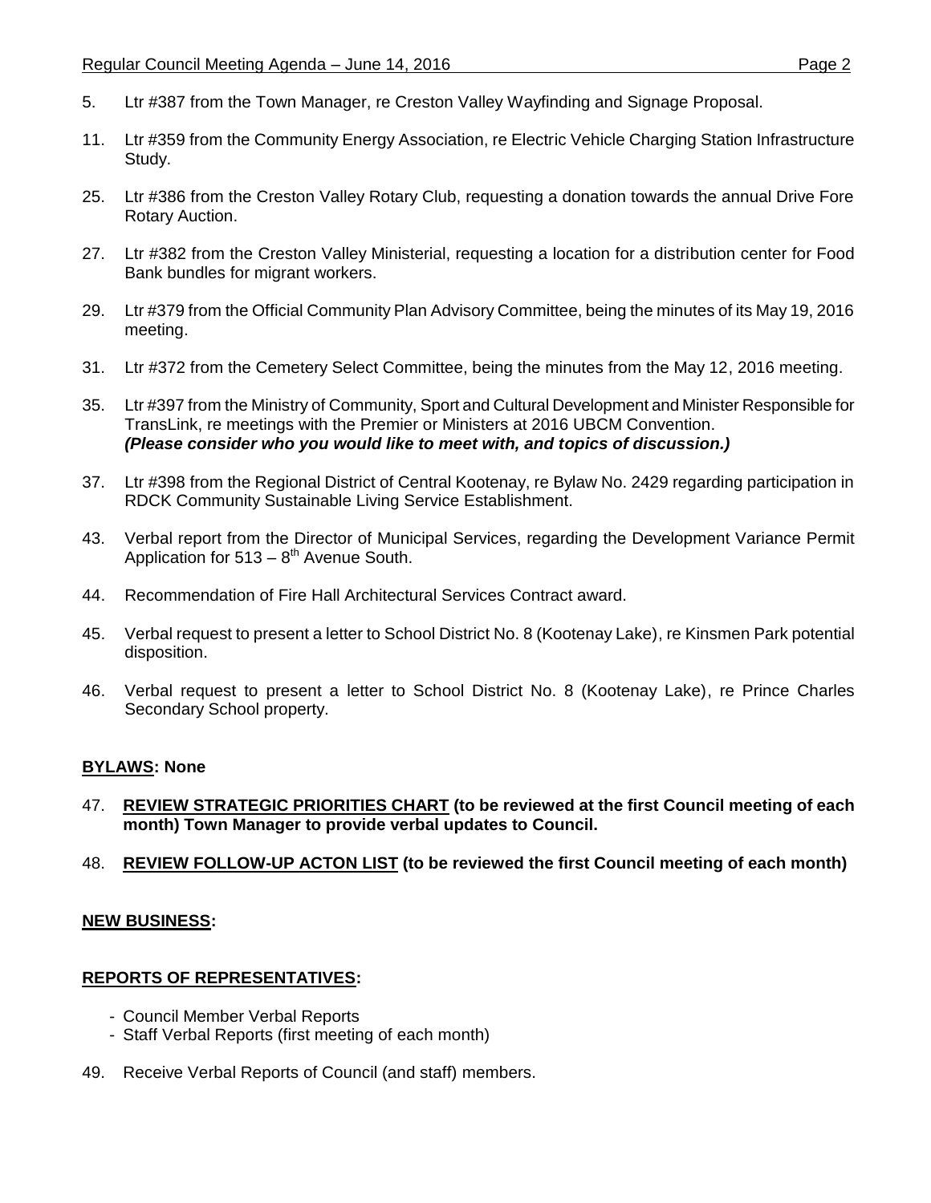5. Ltr #387 from the Town Manager, re Creston Valley Wayfinding and Signage Proposal.

11. Ltr #359 from the Community Energy Association, re Electric Vehicle Charging Station Infrastructure Study.

25. Ltr #386 from the Creston Valley Rotary Club, requesting a donation towards the annual Drive Fore Rotary Auction.

27. Ltr #382 from the Creston Valley Ministerial, requesting a location for a distribution center for Food Bank bundles for migrant workers.

29. Ltr #379 from the Official Community Plan Advisory Committee, being the minutes of its May 19, 2016 meeting.

31. Ltr #372 from the Cemetery Select Committee, being the minutes from the May 12, 2016 meeting.

35. Ltr #397 from the Ministry of Community, Sport and Cultural Development and Minister Responsible for TransLink, re meetings with the Premier or Ministers at 2016 UBCM Convention.
***(Please consider who you would like to meet with, and topics of discussion.)***

37. Ltr #398 from the Regional District of Central Kootenay, re Bylaw No. 2429 regarding participation in RDCK Community Sustainable Living Service Establishment.

43. Verbal report from the Director of Municipal Services, regarding the Development Variance Permit Application for 513 – 8th Avenue South.

44. Recommendation of Fire Hall Architectural Services Contract award.

45. Verbal request to present a letter to School District No. 8 (Kootenay Lake), re Kinsmen Park potential disposition.

46. Verbal request to present a letter to School District No. 8 (Kootenay Lake), re Prince Charles Secondary School property.

**BYLAWS: None**

47. **REVIEW STRATEGIC PRIORITIES CHART (to be reviewed at the first Council meeting of each month) Town Manager to provide verbal updates to Council.**

48. **REVIEW FOLLOW-UP ACTON LIST (to be reviewed the first Council meeting of each month)**

**NEW BUSINESS:**

**REPORTS OF REPRESENTATIVES:**

- Council Member Verbal Reports
- Staff Verbal Reports (first meeting of each month)

49. Receive Verbal Reports of Council (and staff) members.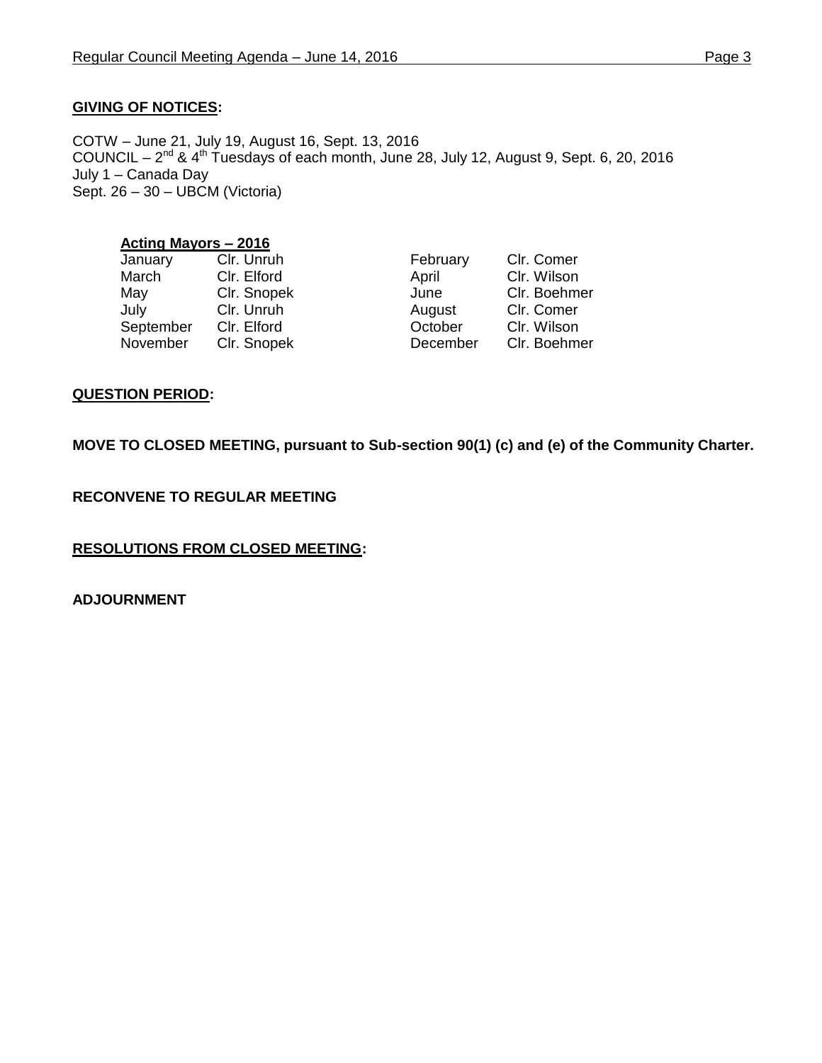**GIVING OF NOTICES:**

COTW – June 21, July 19, August 16, Sept. 13, 2016
COUNCIL – 2nd & 4th Tuesdays of each month, June 28, July 12, August 9, Sept. 6, 20, 2016
July 1 – Canada Day
Sept. 26 – 30 – UBCM (Victoria)

**Acting Mayors – 2016**

| | | | |
|---|---|---|---|
| January | Clr. Unruh | February | Clr. Comer |
| March | Clr. Elford | April | Clr. Wilson |
| May | Clr. Snopek | June | Clr. Boehmer |
| July | Clr. Unruh | August | Clr. Comer |
| September | Clr. Elford | October | Clr. Wilson |
| November | Clr. Snopek | December | Clr. Boehmer |

**QUESTION PERIOD:**

**MOVE TO CLOSED MEETING, pursuant to Sub-section 90(1) (c) and (e) of the Community Charter.**

**RECONVENE TO REGULAR MEETING**

**RESOLUTIONS FROM CLOSED MEETING:**

**ADJOURNMENT**